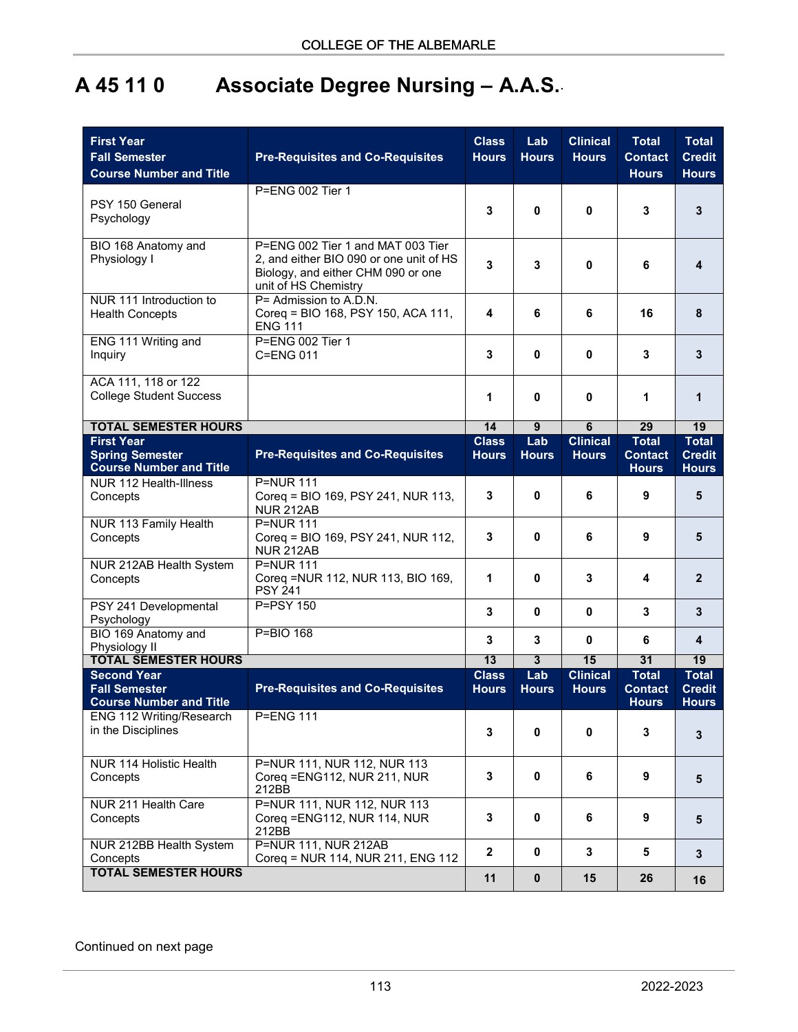# A 45 11 0 Associate Degree Nursing – A.A.S.

| First Year Fall Semester Course Number and Title | Pre-Requisites and Co-Requisites | Class Hours | Lab Hours | Clinical Hours | Total Contact Hours | Total Credit Hours |
|---|---|---|---|---|---|---|
| PSY 150 General Psychology | P=ENG 002 Tier 1 | **3** | **0** | **0** | **3** | **3** |
| BIO 168 Anatomy and Physiology I | P=ENG 002 Tier 1 and MAT 003 Tier 2, and either BIO 090 or one unit of HS Biology, and either CHM 090 or one unit of HS Chemistry | **3** | **3** | **0** | **6** | **4** |
| NUR 111 Introduction to Health Concepts | P= Admission to A.D.N.<br>Coreq = BIO 168, PSY 150, ACA 111, ENG 111 | **4** | **6** | **6** | **16** | **8** |
| ENG 111 Writing and Inquiry | P=ENG 002 Tier 1<br>C=ENG 011 | **3** | **0** | **0** | **3** | **3** |
| ACA 111, 118 or 122 College Student Success | | **1** | **0** | **0** | **1** | **1** |
| **TOTAL SEMESTER HOURS** | | **14** | **9** | **6** | **29** | **19** |
| **First Year Spring Semester Course Number and Title** | **Pre-Requisites and Co-Requisites** | **Class Hours** | **Lab Hours** | **Clinical Hours** | **Total Contact Hours** | **Total Credit Hours** |
| NUR 112 Health-Illness Concepts | P=NUR 111<br>Coreq = BIO 169, PSY 241, NUR 113, NUR 212AB | **3** | **0** | **6** | **9** | **5** |
| NUR 113 Family Health Concepts | P=NUR 111<br>Coreq = BIO 169, PSY 241, NUR 112, NUR 212AB | **3** | **0** | **6** | **9** | **5** |
| NUR 212AB Health System Concepts | P=NUR 111<br>Coreq =NUR 112, NUR 113, BIO 169, PSY 241 | **1** | **0** | **3** | **4** | **2** |
| PSY 241 Developmental Psychology | P=PSY 150 | **3** | **0** | **0** | **3** | **3** |
| BIO 169 Anatomy and Physiology II | P=BIO 168 | **3** | **3** | **0** | **6** | **4** |
| **TOTAL SEMESTER HOURS** | | **13** | **3** | **15** | **31** | **19** |
| **Second Year Fall Semester Course Number and Title** | **Pre-Requisites and Co-Requisites** | **Class Hours** | **Lab Hours** | **Clinical Hours** | **Total Contact Hours** | **Total Credit Hours** |
| ENG 112 Writing/Research in the Disciplines | P=ENG 111 | **3** | **0** | **0** | **3** | **3** |
| NUR 114 Holistic Health Concepts | P=NUR 111, NUR 112, NUR 113<br>Coreq =ENG112, NUR 211, NUR 212BB | **3** | **0** | **6** | **9** | **5** |
| NUR 211 Health Care Concepts | P=NUR 111, NUR 112, NUR 113<br>Coreq =ENG112, NUR 114, NUR 212BB | **3** | **0** | **6** | **9** | **5** |
| NUR 212BB Health System Concepts | P=NUR 111, NUR 212AB<br>Coreq = NUR 114, NUR 211, ENG 112 | **2** | **0** | **3** | **5** | **3** |
| **TOTAL SEMESTER HOURS** | | **11** | **0** | **15** | **26** | **16** |

Continued on next page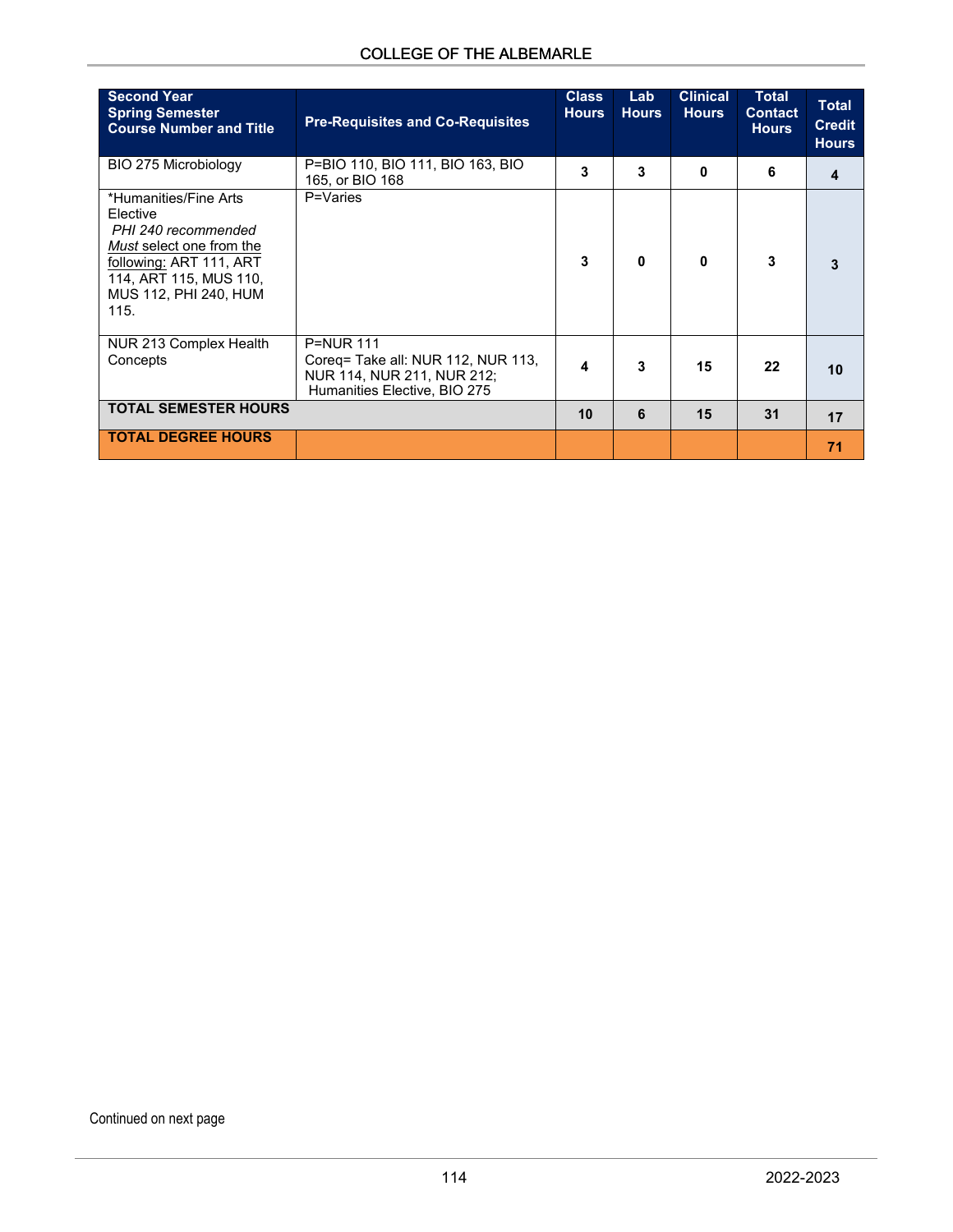| Second Year Spring Semester Course Number and Title | Pre-Requisites and Co-Requisites | Class Hours | Lab Hours | Clinical Hours | Total Contact Hours | Total Credit Hours |
|---|---|---|---|---|---|---|
| BIO 275 Microbiology | P=BIO 110, BIO 111, BIO 163, BIO 165, or BIO 168 | 3 | 3 | 0 | 6 | 4 |
| *Humanities/Fine Arts Elective *PHI 240 recommended* *Must* select one from the following: ART 111, ART 114, ART 115, MUS 110, MUS 112, PHI 240, HUM 115. | P=Varies | 3 | 0 | 0 | 3 | 3 |
| NUR 213 Complex Health Concepts | P=NUR 111 Coreq= Take all: NUR 112, NUR 113, NUR 114, NUR 211, NUR 212; Humanities Elective, BIO 275 | 4 | 3 | 15 | 22 | 10 |
| **TOTAL SEMESTER HOURS** | | **10** | **6** | **15** | **31** | **17** |
| **TOTAL DEGREE HOURS** | | | | | | **71** |

Continued on next page